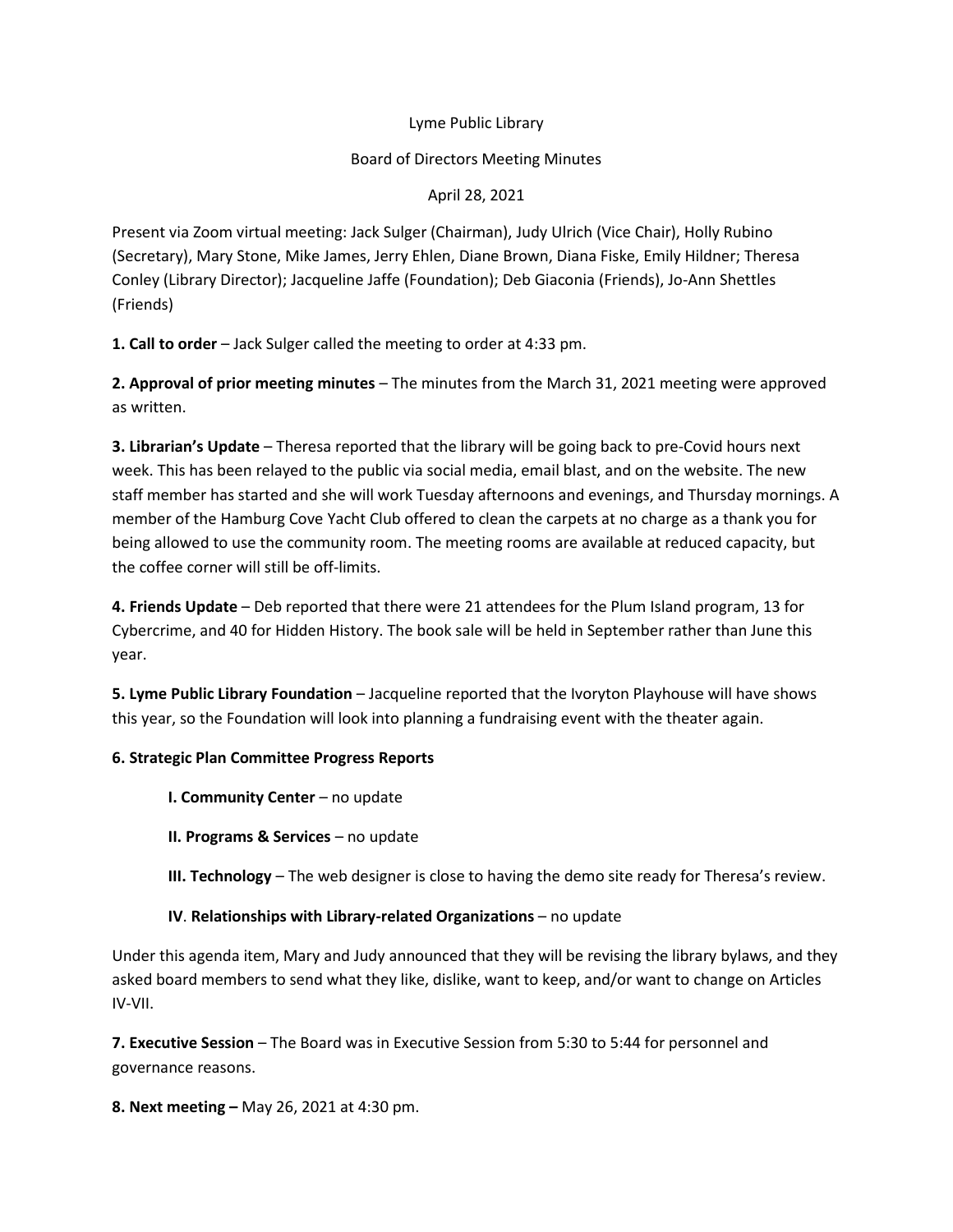# Lyme Public Library

## Board of Directors Meeting Minutes

### April 28, 2021

Present via Zoom virtual meeting: Jack Sulger (Chairman), Judy Ulrich (Vice Chair), Holly Rubino (Secretary), Mary Stone, Mike James, Jerry Ehlen, Diane Brown, Diana Fiske, Emily Hildner; Theresa Conley (Library Director); Jacqueline Jaffe (Foundation); Deb Giaconia (Friends), Jo-Ann Shettles (Friends)

**1. Call to order** – Jack Sulger called the meeting to order at 4:33 pm.

**2. Approval of prior meeting minutes** – The minutes from the March 31, 2021 meeting were approved as written.

**3. Librarian's Update** – Theresa reported that the library will be going back to pre-Covid hours next week. This has been relayed to the public via social media, email blast, and on the website. The new staff member has started and she will work Tuesday afternoons and evenings, and Thursday mornings. A member of the Hamburg Cove Yacht Club offered to clean the carpets at no charge as a thank you for being allowed to use the community room. The meeting rooms are available at reduced capacity, but the coffee corner will still be off-limits.

**4. Friends Update** – Deb reported that there were 21 attendees for the Plum Island program, 13 for Cybercrime, and 40 for Hidden History. The book sale will be held in September rather than June this year.

**5. Lyme Public Library Foundation** – Jacqueline reported that the Ivoryton Playhouse will have shows this year, so the Foundation will look into planning a fundraising event with the theater again.

**6. Strategic Plan Committee Progress Reports**

- **I. Community Center** – no update
- **II. Programs & Services** – no update
- **III. Technology** – The web designer is close to having the demo site ready for Theresa's review.
- **IV**. **Relationships with Library-related Organizations** – no update

Under this agenda item, Mary and Judy announced that they will be revising the library bylaws, and they asked board members to send what they like, dislike, want to keep, and/or want to change on Articles IV-VII.

**7. Executive Session** – The Board was in Executive Session from 5:30 to 5:44 for personnel and governance reasons.

**8. Next meeting –** May 26, 2021 at 4:30 pm.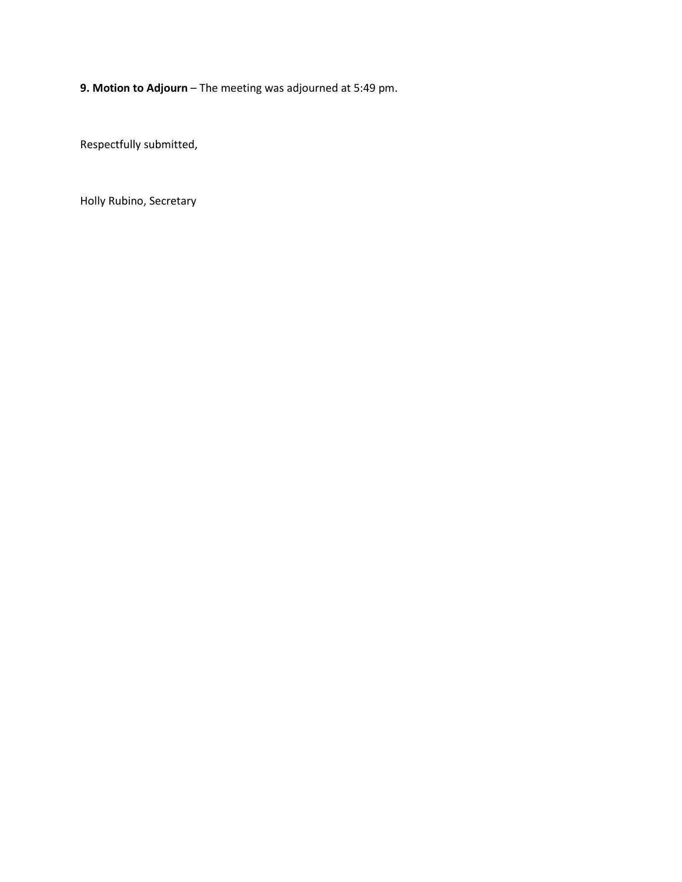**9. Motion to Adjourn** – The meeting was adjourned at 5:49 pm.

Respectfully submitted,

Holly Rubino, Secretary